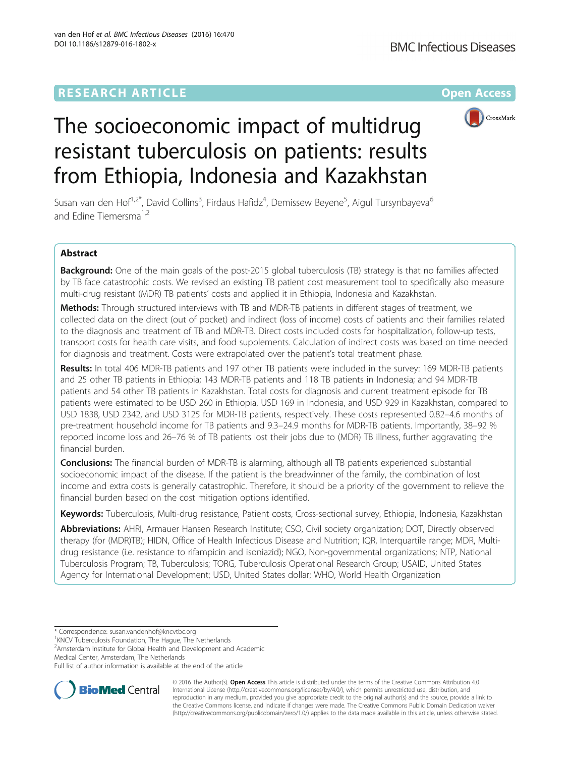## RESEARCH ARTICLE

Open Access

# The socioeconomic impact of multidrug resistant tuberculosis on patients: results from Ethiopia, Indonesia and Kazakhstan

Susan van den Hof[1,2*], David Collins[3], Firdaus Hafidz[4], Demissew Beyene[5], Aigul Tursynbayeva[6] and Edine Tiemersma[1,2]

## Abstract

**Background:** One of the main goals of the post-2015 global tuberculosis (TB) strategy is that no families affected by TB face catastrophic costs. We revised an existing TB patient cost measurement tool to specifically also measure multi-drug resistant (MDR) TB patients' costs and applied it in Ethiopia, Indonesia and Kazakhstan.

**Methods:** Through structured interviews with TB and MDR-TB patients in different stages of treatment, we collected data on the direct (out of pocket) and indirect (loss of income) costs of patients and their families related to the diagnosis and treatment of TB and MDR-TB. Direct costs included costs for hospitalization, follow-up tests, transport costs for health care visits, and food supplements. Calculation of indirect costs was based on time needed for diagnosis and treatment. Costs were extrapolated over the patient's total treatment phase.

**Results:** In total 406 MDR-TB patients and 197 other TB patients were included in the survey: 169 MDR-TB patients and 25 other TB patients in Ethiopia; 143 MDR-TB patients and 118 TB patients in Indonesia; and 94 MDR-TB patients and 54 other TB patients in Kazakhstan. Total costs for diagnosis and current treatment episode for TB patients were estimated to be USD 260 in Ethiopia, USD 169 in Indonesia, and USD 929 in Kazakhstan, compared to USD 1838, USD 2342, and USD 3125 for MDR-TB patients, respectively. These costs represented 0.82–4.6 months of pre-treatment household income for TB patients and 9.3–24.9 months for MDR-TB patients. Importantly, 38–92 % reported income loss and 26–76 % of TB patients lost their jobs due to (MDR) TB illness, further aggravating the financial burden.

**Conclusions:** The financial burden of MDR-TB is alarming, although all TB patients experienced substantial socioeconomic impact of the disease. If the patient is the breadwinner of the family, the combination of lost income and extra costs is generally catastrophic. Therefore, it should be a priority of the government to relieve the financial burden based on the cost mitigation options identified.

**Keywords:** Tuberculosis, Multi-drug resistance, Patient costs, Cross-sectional survey, Ethiopia, Indonesia, Kazakhstan

**Abbreviations:** AHRI, Armauer Hansen Research Institute; CSO, Civil society organization; DOT, Directly observed therapy (for (MDR)TB); HIDN, Office of Health Infectious Disease and Nutrition; IQR, Interquartile range; MDR, Multi-drug resistance (i.e. resistance to rifampicin and isoniazid); NGO, Non-governmental organizations; NTP, National Tuberculosis Program; TB, Tuberculosis; TORG, Tuberculosis Operational Research Group; USAID, United States Agency for International Development; USD, United States dollar; WHO, World Health Organization

\* Correspondence: susan.vandenhof@kncvtbc.org

[1]KNCV Tuberculosis Foundation, The Hague, The Netherlands

[2]Amsterdam Institute for Global Health and Development and Academic Medical Center, Amsterdam, The Netherlands

Full list of author information is available at the end of the article

© 2016 The Author(s). **Open Access** This article is distributed under the terms of the Creative Commons Attribution 4.0 International License (http://creativecommons.org/licenses/by/4.0/), which permits unrestricted use, distribution, and reproduction in any medium, provided you give appropriate credit to the original author(s) and the source, provide a link to the Creative Commons license, and indicate if changes were made. The Creative Commons Public Domain Dedication waiver (http://creativecommons.org/publicdomain/zero/1.0/) applies to the data made available in this article, unless otherwise stated.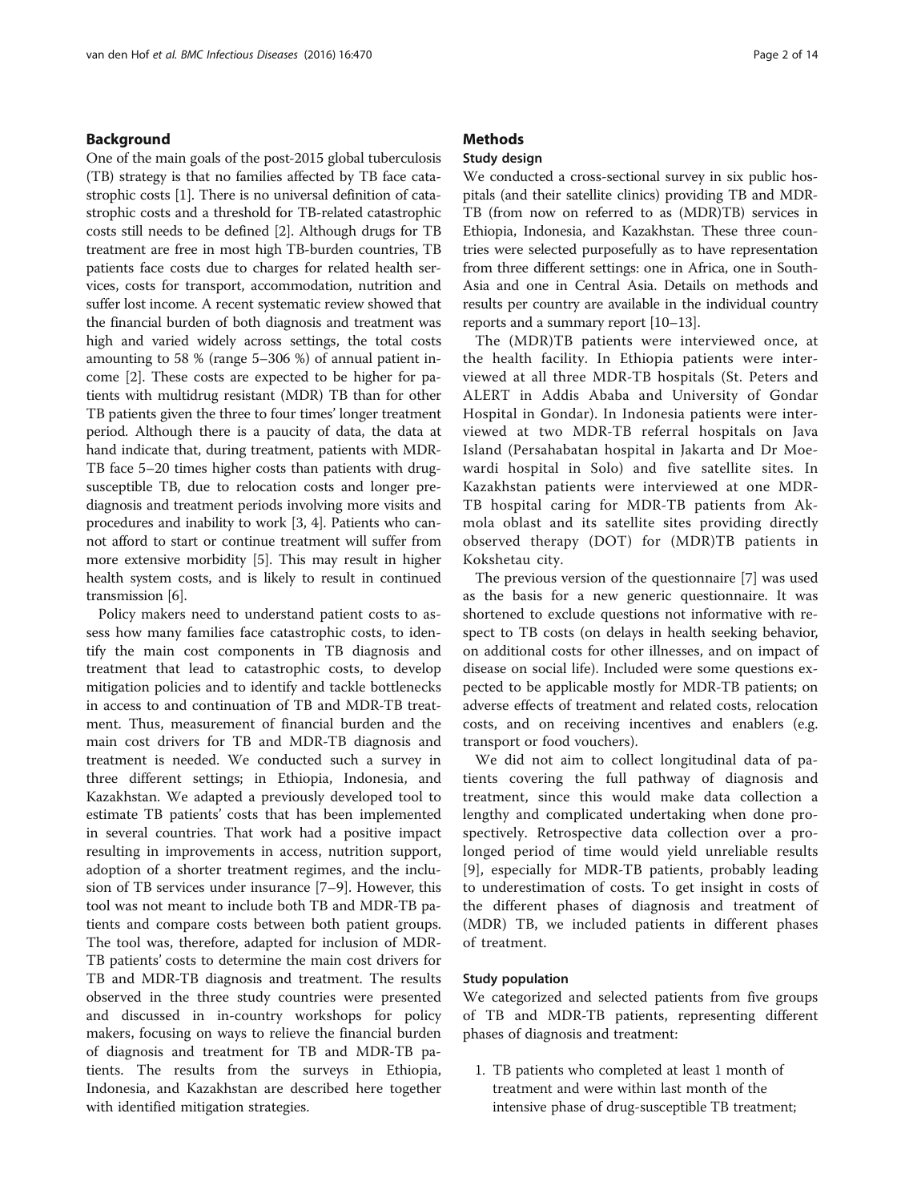## Background

One of the main goals of the post-2015 global tuberculosis (TB) strategy is that no families affected by TB face catastrophic costs [1]. There is no universal definition of catastrophic costs and a threshold for TB-related catastrophic costs still needs to be defined [2]. Although drugs for TB treatment are free in most high TB-burden countries, TB patients face costs due to charges for related health services, costs for transport, accommodation, nutrition and suffer lost income. A recent systematic review showed that the financial burden of both diagnosis and treatment was high and varied widely across settings, the total costs amounting to 58 % (range 5–306 %) of annual patient income [2]. These costs are expected to be higher for patients with multidrug resistant (MDR) TB than for other TB patients given the three to four times' longer treatment period. Although there is a paucity of data, the data at hand indicate that, during treatment, patients with MDR-TB face 5–20 times higher costs than patients with drug-susceptible TB, due to relocation costs and longer pre-diagnosis and treatment periods involving more visits and procedures and inability to work [3, 4]. Patients who cannot afford to start or continue treatment will suffer from more extensive morbidity [5]. This may result in higher health system costs, and is likely to result in continued transmission [6].

Policy makers need to understand patient costs to assess how many families face catastrophic costs, to identify the main cost components in TB diagnosis and treatment that lead to catastrophic costs, to develop mitigation policies and to identify and tackle bottlenecks in access to and continuation of TB and MDR-TB treatment. Thus, measurement of financial burden and the main cost drivers for TB and MDR-TB diagnosis and treatment is needed. We conducted such a survey in three different settings; in Ethiopia, Indonesia, and Kazakhstan. We adapted a previously developed tool to estimate TB patients' costs that has been implemented in several countries. That work had a positive impact resulting in improvements in access, nutrition support, adoption of a shorter treatment regimes, and the inclusion of TB services under insurance [7–9]. However, this tool was not meant to include both TB and MDR-TB patients and compare costs between both patient groups. The tool was, therefore, adapted for inclusion of MDR-TB patients' costs to determine the main cost drivers for TB and MDR-TB diagnosis and treatment. The results observed in the three study countries were presented and discussed in in-country workshops for policy makers, focusing on ways to relieve the financial burden of diagnosis and treatment for TB and MDR-TB patients. The results from the surveys in Ethiopia, Indonesia, and Kazakhstan are described here together with identified mitigation strategies.

## Methods

### Study design

We conducted a cross-sectional survey in six public hospitals (and their satellite clinics) providing TB and MDR-TB (from now on referred to as (MDR)TB) services in Ethiopia, Indonesia, and Kazakhstan. These three countries were selected purposefully as to have representation from three different settings: one in Africa, one in South-Asia and one in Central Asia. Details on methods and results per country are available in the individual country reports and a summary report [10–13].

The (MDR)TB patients were interviewed once, at the health facility. In Ethiopia patients were interviewed at all three MDR-TB hospitals (St. Peters and ALERT in Addis Ababa and University of Gondar Hospital in Gondar). In Indonesia patients were interviewed at two MDR-TB referral hospitals on Java Island (Persahabatan hospital in Jakarta and Dr Moewardi hospital in Solo) and five satellite sites. In Kazakhstan patients were interviewed at one MDR-TB hospital caring for MDR-TB patients from Akmola oblast and its satellite sites providing directly observed therapy (DOT) for (MDR)TB patients in Kokshetau city.

The previous version of the questionnaire [7] was used as the basis for a new generic questionnaire. It was shortened to exclude questions not informative with respect to TB costs (on delays in health seeking behavior, on additional costs for other illnesses, and on impact of disease on social life). Included were some questions expected to be applicable mostly for MDR-TB patients; on adverse effects of treatment and related costs, relocation costs, and on receiving incentives and enablers (e.g. transport or food vouchers).

We did not aim to collect longitudinal data of patients covering the full pathway of diagnosis and treatment, since this would make data collection a lengthy and complicated undertaking when done prospectively. Retrospective data collection over a prolonged period of time would yield unreliable results [9], especially for MDR-TB patients, probably leading to underestimation of costs. To get insight in costs of the different phases of diagnosis and treatment of (MDR) TB, we included patients in different phases of treatment.

### Study population

We categorized and selected patients from five groups of TB and MDR-TB patients, representing different phases of diagnosis and treatment:

1. TB patients who completed at least 1 month of treatment and were within last month of the intensive phase of drug-susceptible TB treatment;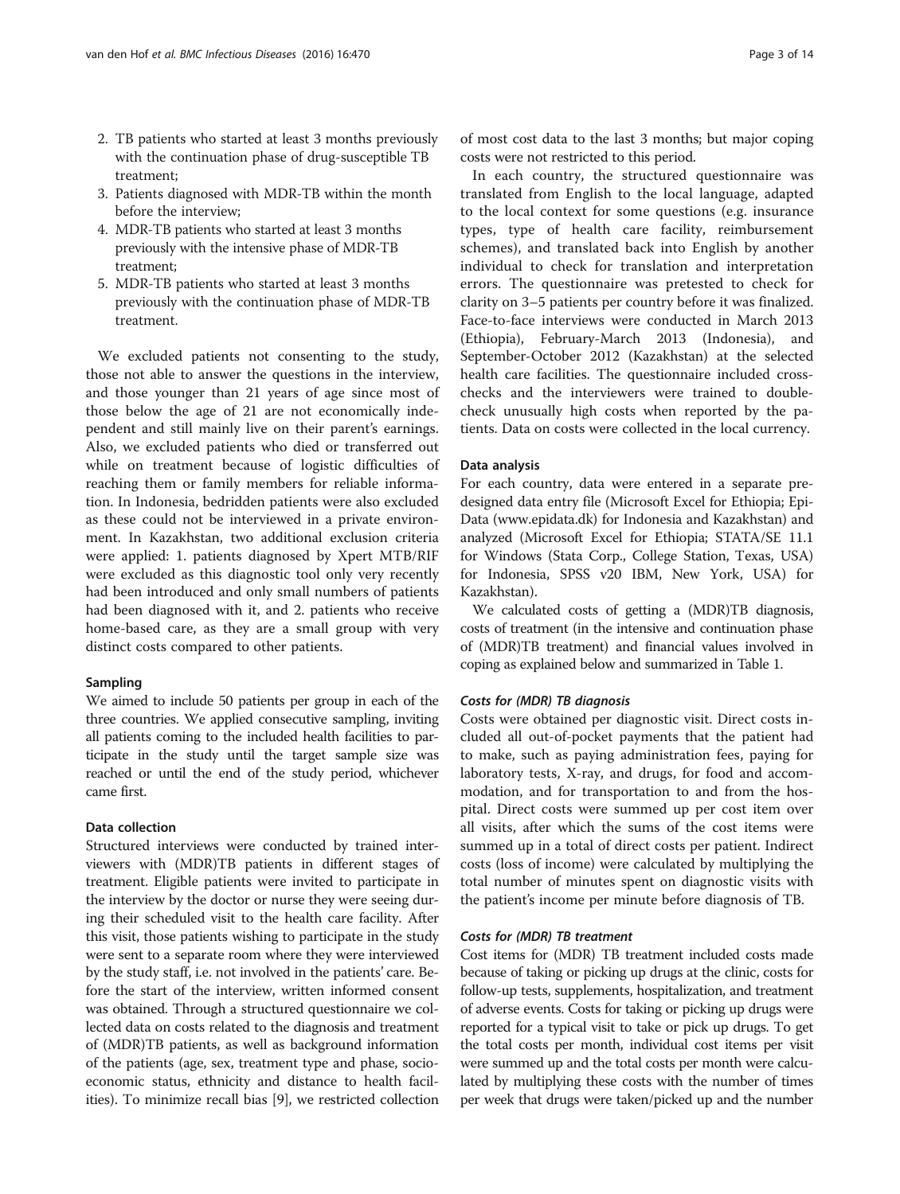2. TB patients who started at least 3 months previously with the continuation phase of drug-susceptible TB treatment;
3. Patients diagnosed with MDR-TB within the month before the interview;
4. MDR-TB patients who started at least 3 months previously with the intensive phase of MDR-TB treatment;
5. MDR-TB patients who started at least 3 months previously with the continuation phase of MDR-TB treatment.

We excluded patients not consenting to the study, those not able to answer the questions in the interview, and those younger than 21 years of age since most of those below the age of 21 are not economically independent and still mainly live on their parent's earnings. Also, we excluded patients who died or transferred out while on treatment because of logistic difficulties of reaching them or family members for reliable information. In Indonesia, bedridden patients were also excluded as these could not be interviewed in a private environment. In Kazakhstan, two additional exclusion criteria were applied: 1. patients diagnosed by Xpert MTB/RIF were excluded as this diagnostic tool only very recently had been introduced and only small numbers of patients had been diagnosed with it, and 2. patients who receive home-based care, as they are a small group with very distinct costs compared to other patients.

### Sampling

We aimed to include 50 patients per group in each of the three countries. We applied consecutive sampling, inviting all patients coming to the included health facilities to participate in the study until the target sample size was reached or until the end of the study period, whichever came first.

### Data collection

Structured interviews were conducted by trained interviewers with (MDR)TB patients in different stages of treatment. Eligible patients were invited to participate in the interview by the doctor or nurse they were seeing during their scheduled visit to the health care facility. After this visit, those patients wishing to participate in the study were sent to a separate room where they were interviewed by the study staff, i.e. not involved in the patients' care. Before the start of the interview, written informed consent was obtained. Through a structured questionnaire we collected data on costs related to the diagnosis and treatment of (MDR)TB patients, as well as background information of the patients (age, sex, treatment type and phase, socio-economic status, ethnicity and distance to health facilities). To minimize recall bias [9], we restricted collection of most cost data to the last 3 months; but major coping costs were not restricted to this period.

In each country, the structured questionnaire was translated from English to the local language, adapted to the local context for some questions (e.g. insurance types, type of health care facility, reimbursement schemes), and translated back into English by another individual to check for translation and interpretation errors. The questionnaire was pretested to check for clarity on 3–5 patients per country before it was finalized. Face-to-face interviews were conducted in March 2013 (Ethiopia), February-March 2013 (Indonesia), and September-October 2012 (Kazakhstan) at the selected health care facilities. The questionnaire included cross-checks and the interviewers were trained to double-check unusually high costs when reported by the patients. Data on costs were collected in the local currency.

### Data analysis

For each country, data were entered in a separate pre-designed data entry file (Microsoft Excel for Ethiopia; Epi-Data (www.epidata.dk) for Indonesia and Kazakhstan) and analyzed (Microsoft Excel for Ethiopia; STATA/SE 11.1 for Windows (Stata Corp., College Station, Texas, USA) for Indonesia, SPSS v20 IBM, New York, USA) for Kazakhstan).

We calculated costs of getting a (MDR)TB diagnosis, costs of treatment (in the intensive and continuation phase of (MDR)TB treatment) and financial values involved in coping as explained below and summarized in Table 1.

#### *Costs for (MDR) TB diagnosis*

Costs were obtained per diagnostic visit. Direct costs included all out-of-pocket payments that the patient had to make, such as paying administration fees, paying for laboratory tests, X-ray, and drugs, for food and accommodation, and for transportation to and from the hospital. Direct costs were summed up per cost item over all visits, after which the sums of the cost items were summed up in a total of direct costs per patient. Indirect costs (loss of income) were calculated by multiplying the total number of minutes spent on diagnostic visits with the patient's income per minute before diagnosis of TB.

#### *Costs for (MDR) TB treatment*

Cost items for (MDR) TB treatment included costs made because of taking or picking up drugs at the clinic, costs for follow-up tests, supplements, hospitalization, and treatment of adverse events. Costs for taking or picking up drugs were reported for a typical visit to take or pick up drugs. To get the total costs per month, individual cost items per visit were summed up and the total costs per month were calculated by multiplying these costs with the number of times per week that drugs were taken/picked up and the number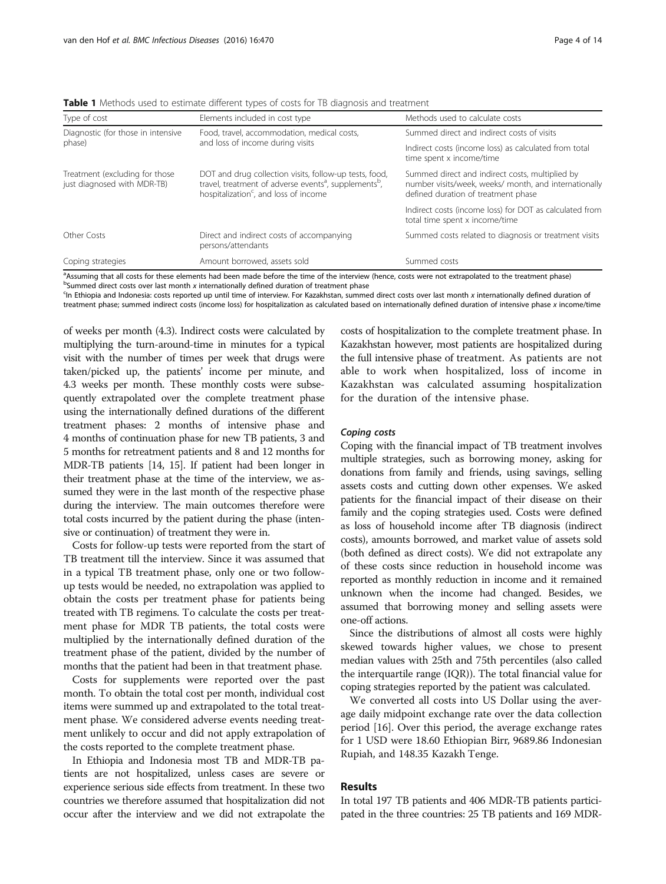**Table 1** Methods used to estimate different types of costs for TB diagnosis and treatment

| Type of cost | Elements included in cost type | Methods used to calculate costs |
|---|---|---|
| Diagnostic (for those in intensive phase) | Food, travel, accommodation, medical costs, and loss of income during visits | Summed direct and indirect costs of visits |
| | | Indirect costs (income loss) as calculated from total time spent x income/time |
| Treatment (excluding for those just diagnosed with MDR-TB) | DOT and drug collection visits, follow-up tests, food, travel, treatment of adverse events[a], supplements[b], hospitalization[c], and loss of income | Summed direct and indirect costs, multiplied by number visits/week, weeks/ month, and internationally defined duration of treatment phase |
| | | Indirect costs (income loss) for DOT as calculated from total time spent x income/time |
| Other Costs | Direct and indirect costs of accompanying persons/attendants | Summed costs related to diagnosis or treatment visits |
| Coping strategies | Amount borrowed, assets sold | Summed costs |

[a]Assuming that all costs for these elements had been made before the time of the interview (hence, costs were not extrapolated to the treatment phase)
[b]Summed direct costs over last month *x* internationally defined duration of treatment phase
[c]In Ethiopia and Indonesia: costs reported up until time of interview. For Kazakhstan, summed direct costs over last month *x* internationally defined duration of treatment phase; summed indirect costs (income loss) for hospitalization as calculated based on internationally defined duration of intensive phase *x* income/time

of weeks per month (4.3). Indirect costs were calculated by multiplying the turn-around-time in minutes for a typical visit with the number of times per week that drugs were taken/picked up, the patients' income per minute, and 4.3 weeks per month. These monthly costs were subsequently extrapolated over the complete treatment phase using the internationally defined durations of the different treatment phases: 2 months of intensive phase and 4 months of continuation phase for new TB patients, 3 and 5 months for retreatment patients and 8 and 12 months for MDR-TB patients [14, 15]. If patient had been longer in their treatment phase at the time of the interview, we assumed they were in the last month of the respective phase during the interview. The main outcomes therefore were total costs incurred by the patient during the phase (intensive or continuation) of treatment they were in.

Costs for follow-up tests were reported from the start of TB treatment till the interview. Since it was assumed that in a typical TB treatment phase, only one or two follow-up tests would be needed, no extrapolation was applied to obtain the costs per treatment phase for patients being treated with TB regimens. To calculate the costs per treatment phase for MDR TB patients, the total costs were multiplied by the internationally defined duration of the treatment phase of the patient, divided by the number of months that the patient had been in that treatment phase.

Costs for supplements were reported over the past month. To obtain the total cost per month, individual cost items were summed up and extrapolated to the total treatment phase. We considered adverse events needing treatment unlikely to occur and did not apply extrapolation of the costs reported to the complete treatment phase.

In Ethiopia and Indonesia most TB and MDR-TB patients are not hospitalized, unless cases are severe or experience serious side effects from treatment. In these two countries we therefore assumed that hospitalization did not occur after the interview and we did not extrapolate the costs of hospitalization to the complete treatment phase. In Kazakhstan however, most patients are hospitalized during the full intensive phase of treatment. As patients are not able to work when hospitalized, loss of income in Kazakhstan was calculated assuming hospitalization for the duration of the intensive phase.

#### *Coping costs*

Coping with the financial impact of TB treatment involves multiple strategies, such as borrowing money, asking for donations from family and friends, using savings, selling assets costs and cutting down other expenses. We asked patients for the financial impact of their disease on their family and the coping strategies used. Costs were defined as loss of household income after TB diagnosis (indirect costs), amounts borrowed, and market value of assets sold (both defined as direct costs). We did not extrapolate any of these costs since reduction in household income was reported as monthly reduction in income and it remained unknown when the income had changed. Besides, we assumed that borrowing money and selling assets were one-off actions.

Since the distributions of almost all costs were highly skewed towards higher values, we chose to present median values with 25th and 75th percentiles (also called the interquartile range (IQR)). The total financial value for coping strategies reported by the patient was calculated.

We converted all costs into US Dollar using the average daily midpoint exchange rate over the data collection period [16]. Over this period, the average exchange rates for 1 USD were 18.60 Ethiopian Birr, 9689.86 Indonesian Rupiah, and 148.35 Kazakh Tenge.

## Results

In total 197 TB patients and 406 MDR-TB patients participated in the three countries: 25 TB patients and 169 MDR-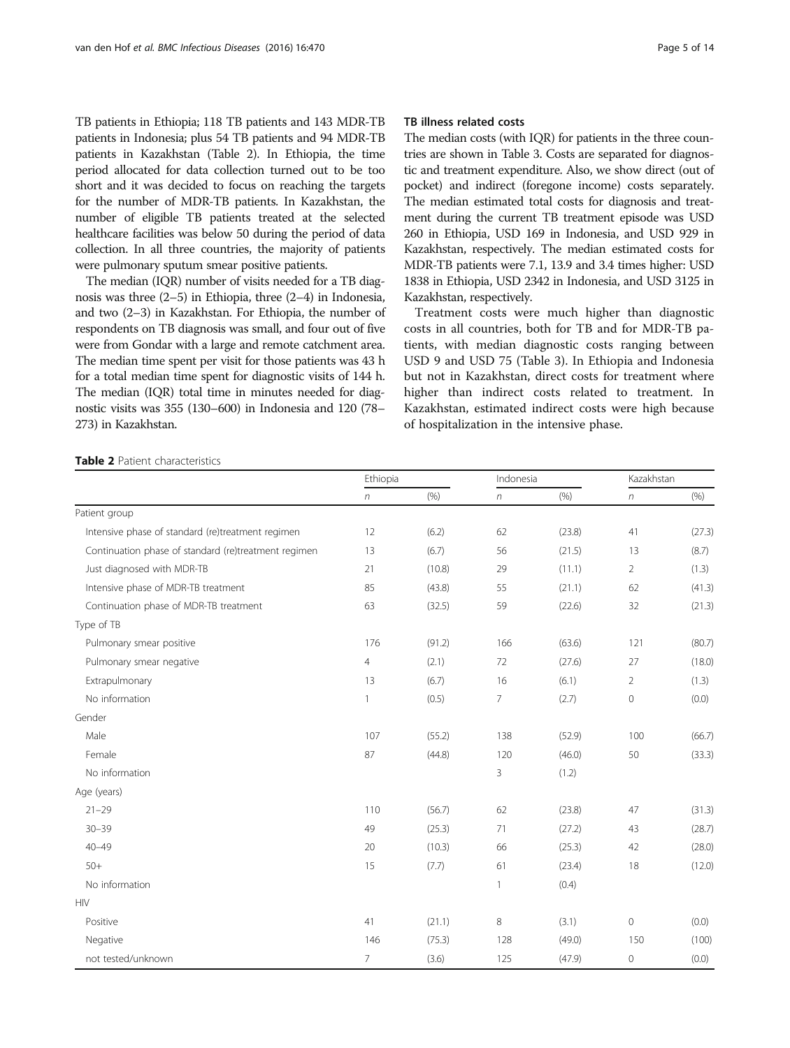TB patients in Ethiopia; 118 TB patients and 143 MDR-TB patients in Indonesia; plus 54 TB patients and 94 MDR-TB patients in Kazakhstan (Table 2). In Ethiopia, the time period allocated for data collection turned out to be too short and it was decided to focus on reaching the targets for the number of MDR-TB patients. In Kazakhstan, the number of eligible TB patients treated at the selected healthcare facilities was below 50 during the period of data collection. In all three countries, the majority of patients were pulmonary sputum smear positive patients.

The median (IQR) number of visits needed for a TB diagnosis was three (2–5) in Ethiopia, three (2–4) in Indonesia, and two (2–3) in Kazakhstan. For Ethiopia, the number of respondents on TB diagnosis was small, and four out of five were from Gondar with a large and remote catchment area. The median time spent per visit for those patients was 43 h for a total median time spent for diagnostic visits of 144 h. The median (IQR) total time in minutes needed for diagnostic visits was 355 (130–600) in Indonesia and 120 (78–273) in Kazakhstan.

### TB illness related costs

The median costs (with IQR) for patients in the three countries are shown in Table 3. Costs are separated for diagnostic and treatment expenditure. Also, we show direct (out of pocket) and indirect (foregone income) costs separately. The median estimated total costs for diagnosis and treatment during the current TB treatment episode was USD 260 in Ethiopia, USD 169 in Indonesia, and USD 929 in Kazakhstan, respectively. The median estimated costs for MDR-TB patients were 7.1, 13.9 and 3.4 times higher: USD 1838 in Ethiopia, USD 2342 in Indonesia, and USD 3125 in Kazakhstan, respectively.

Treatment costs were much higher than diagnostic costs in all countries, both for TB and for MDR-TB patients, with median diagnostic costs ranging between USD 9 and USD 75 (Table 3). In Ethiopia and Indonesia but not in Kazakhstan, direct costs for treatment where higher than indirect costs related to treatment. In Kazakhstan, estimated indirect costs were high because of hospitalization in the intensive phase.

**Table 2** Patient characteristics

| | Ethiopia | | Indonesia | | Kazakhstan | |
|---|---|---|---|---|---|---|
| | *n* | (%) | *n* | (%) | *n* | (%) |
| Patient group | | | | | | |
| Intensive phase of standard (re)treatment regimen | 12 | (6.2) | 62 | (23.8) | 41 | (27.3) |
| Continuation phase of standard (re)treatment regimen | 13 | (6.7) | 56 | (21.5) | 13 | (8.7) |
| Just diagnosed with MDR-TB | 21 | (10.8) | 29 | (11.1) | 2 | (1.3) |
| Intensive phase of MDR-TB treatment | 85 | (43.8) | 55 | (21.1) | 62 | (41.3) |
| Continuation phase of MDR-TB treatment | 63 | (32.5) | 59 | (22.6) | 32 | (21.3) |
| Type of TB | | | | | | |
| Pulmonary smear positive | 176 | (91.2) | 166 | (63.6) | 121 | (80.7) |
| Pulmonary smear negative | 4 | (2.1) | 72 | (27.6) | 27 | (18.0) |
| Extrapulmonary | 13 | (6.7) | 16 | (6.1) | 2 | (1.3) |
| No information | 1 | (0.5) | 7 | (2.7) | 0 | (0.0) |
| Gender | | | | | | |
| Male | 107 | (55.2) | 138 | (52.9) | 100 | (66.7) |
| Female | 87 | (44.8) | 120 | (46.0) | 50 | (33.3) |
| No information | | | 3 | (1.2) | | |
| Age (years) | | | | | | |
| 21–29 | 110 | (56.7) | 62 | (23.8) | 47 | (31.3) |
| 30–39 | 49 | (25.3) | 71 | (27.2) | 43 | (28.7) |
| 40–49 | 20 | (10.3) | 66 | (25.3) | 42 | (28.0) |
| 50+ | 15 | (7.7) | 61 | (23.4) | 18 | (12.0) |
| No information | | | 1 | (0.4) | | |
| HIV | | | | | | |
| Positive | 41 | (21.1) | 8 | (3.1) | 0 | (0.0) |
| Negative | 146 | (75.3) | 128 | (49.0) | 150 | (100) |
| not tested/unknown | 7 | (3.6) | 125 | (47.9) | 0 | (0.0) |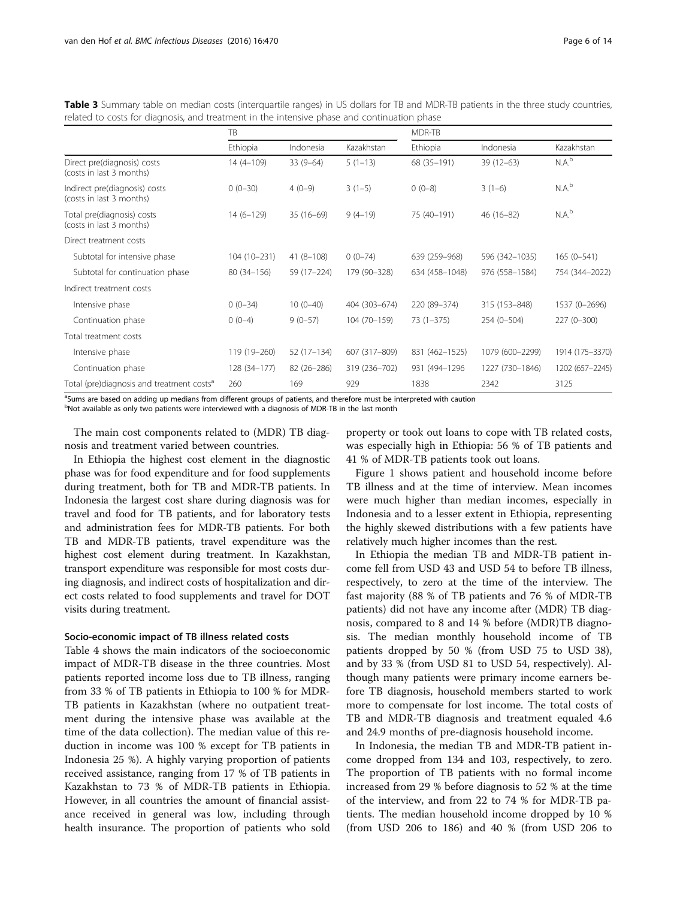**Table 3** Summary table on median costs (interquartile ranges) in US dollars for TB and MDR-TB patients in the three study countries, related to costs for diagnosis, and treatment in the intensive phase and continuation phase

| | TB | | | MDR-TB | | |
|---|---|---|---|---|---|---|
| | Ethiopia | Indonesia | Kazakhstan | Ethiopia | Indonesia | Kazakhstan |
| Direct pre(diagnosis) costs (costs in last 3 months) | 14 (4–109) | 33 (9–64) | 5 (1–13) | 68 (35–191) | 39 (12–63) | N.A.[b] |
| Indirect pre(diagnosis) costs (costs in last 3 months) | 0 (0–30) | 4 (0–9) | 3 (1–5) | 0 (0–8) | 3 (1–6) | N.A.[b] |
| Total pre(diagnosis) costs (costs in last 3 months) | 14 (6–129) | 35 (16–69) | 9 (4–19) | 75 (40–191) | 46 (16–82) | N.A.[b] |
| Direct treatment costs | | | | | | |
| Subtotal for intensive phase | 104 (10–231) | 41 (8–108) | 0 (0–74) | 639 (259–968) | 596 (342–1035) | 165 (0–541) |
| Subtotal for continuation phase | 80 (34–156) | 59 (17–224) | 179 (90–328) | 634 (458–1048) | 976 (558–1584) | 754 (344–2022) |
| Indirect treatment costs | | | | | | |
| Intensive phase | 0 (0–34) | 10 (0–40) | 404 (303–674) | 220 (89–374) | 315 (153–848) | 1537 (0–2696) |
| Continuation phase | 0 (0–4) | 9 (0–57) | 104 (70–159) | 73 (1–375) | 254 (0–504) | 227 (0–300) |
| Total treatment costs | | | | | | |
| Intensive phase | 119 (19–260) | 52 (17–134) | 607 (317–809) | 831 (462–1525) | 1079 (600–2299) | 1914 (175–3370) |
| Continuation phase | 128 (34–177) | 82 (26–286) | 319 (236–702) | 931 (494–1296 | 1227 (730–1846) | 1202 (657–2245) |
| Total (pre)diagnosis and treatment costs[a] | 260 | 169 | 929 | 1838 | 2342 | 3125 |

[a]Sums are based on adding up medians from different groups of patients, and therefore must be interpreted with caution
[b]Not available as only two patients were interviewed with a diagnosis of MDR-TB in the last month

The main cost components related to (MDR) TB diagnosis and treatment varied between countries.

In Ethiopia the highest cost element in the diagnostic phase was for food expenditure and for food supplements during treatment, both for TB and MDR-TB patients. In Indonesia the largest cost share during diagnosis was for travel and food for TB patients, and for laboratory tests and administration fees for MDR-TB patients. For both TB and MDR-TB patients, travel expenditure was the highest cost element during treatment. In Kazakhstan, transport expenditure was responsible for most costs during diagnosis, and indirect costs of hospitalization and direct costs related to food supplements and travel for DOT visits during treatment.

### Socio-economic impact of TB illness related costs

Table 4 shows the main indicators of the socioeconomic impact of MDR-TB disease in the three countries. Most patients reported income loss due to TB illness, ranging from 33 % of TB patients in Ethiopia to 100 % for MDR-TB patients in Kazakhstan (where no outpatient treatment during the intensive phase was available at the time of the data collection). The median value of this reduction in income was 100 % except for TB patients in Indonesia 25 %). A highly varying proportion of patients received assistance, ranging from 17 % of TB patients in Kazakhstan to 73 % of MDR-TB patients in Ethiopia. However, in all countries the amount of financial assistance received in general was low, including through health insurance. The proportion of patients who sold property or took out loans to cope with TB related costs, was especially high in Ethiopia: 56 % of TB patients and 41 % of MDR-TB patients took out loans.

Figure 1 shows patient and household income before TB illness and at the time of interview. Mean incomes were much higher than median incomes, especially in Indonesia and to a lesser extent in Ethiopia, representing the highly skewed distributions with a few patients have relatively much higher incomes than the rest.

In Ethiopia the median TB and MDR-TB patient income fell from USD 43 and USD 54 to before TB illness, respectively, to zero at the time of the interview. The fast majority (88 % of TB patients and 76 % of MDR-TB patients) did not have any income after (MDR) TB diagnosis, compared to 8 and 14 % before (MDR)TB diagnosis. The median monthly household income of TB patients dropped by 50 % (from USD 75 to USD 38), and by 33 % (from USD 81 to USD 54, respectively). Although many patients were primary income earners before TB diagnosis, household members started to work more to compensate for lost income. The total costs of TB and MDR-TB diagnosis and treatment equaled 4.6 and 24.9 months of pre-diagnosis household income.

In Indonesia, the median TB and MDR-TB patient income dropped from 134 and 103, respectively, to zero. The proportion of TB patients with no formal income increased from 29 % before diagnosis to 52 % at the time of the interview, and from 22 to 74 % for MDR-TB patients. The median household income dropped by 10 % (from USD 206 to 186) and 40 % (from USD 206 to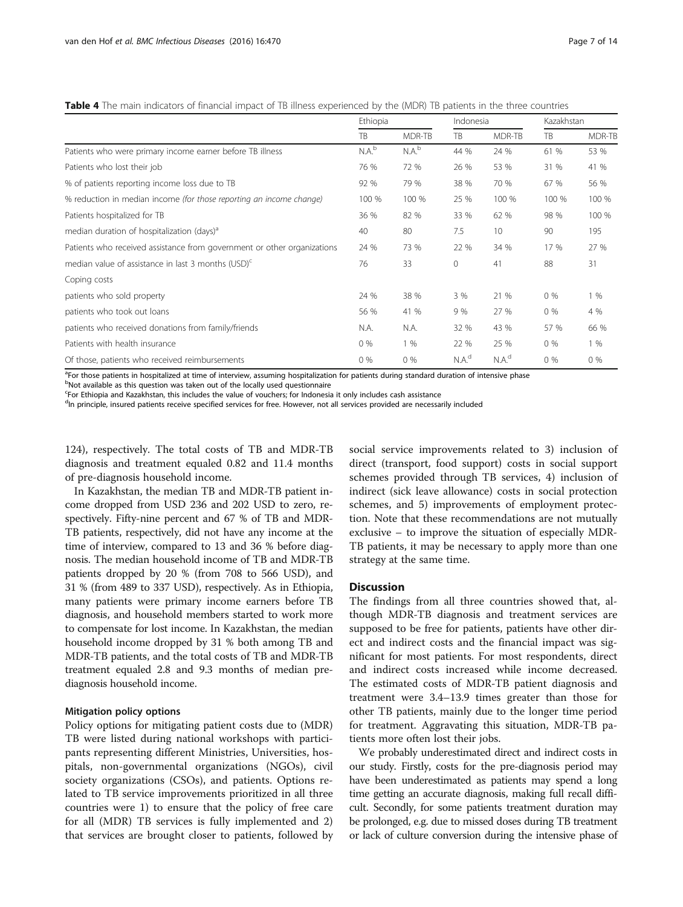**Table 4** The main indicators of financial impact of TB illness experienced by the (MDR) TB patients in the three countries

| | Ethiopia | | Indonesia | | Kazakhstan | |
|---|---|---|---|---|---|---|
| | TB | MDR-TB | TB | MDR-TB | TB | MDR-TB |
| Patients who were primary income earner before TB illness | N.A.[b] | N.A.[b] | 44 % | 24 % | 61 % | 53 % |
| Patients who lost their job | 76 % | 72 % | 26 % | 53 % | 31 % | 41 % |
| % of patients reporting income loss due to TB | 92 % | 79 % | 38 % | 70 % | 67 % | 56 % |
| % reduction in median income *(for those reporting an income change)* | 100 % | 100 % | 25 % | 100 % | 100 % | 100 % |
| Patients hospitalized for TB | 36 % | 82 % | 33 % | 62 % | 98 % | 100 % |
| median duration of hospitalization (days)[a] | 40 | 80 | 7.5 | 10 | 90 | 195 |
| Patients who received assistance from government or other organizations | 24 % | 73 % | 22 % | 34 % | 17 % | 27 % |
| median value of assistance in last 3 months (USD)[c] | 76 | 33 | 0 | 41 | 88 | 31 |
| Coping costs | | | | | | |
| patients who sold property | 24 % | 38 % | 3 % | 21 % | 0 % | 1 % |
| patients who took out loans | 56 % | 41 % | 9 % | 27 % | 0 % | 4 % |
| patients who received donations from family/friends | N.A. | N.A. | 32 % | 43 % | 57 % | 66 % |
| Patients with health insurance | 0 % | 1 % | 22 % | 25 % | 0 % | 1 % |
| Of those, patients who received reimbursements | 0 % | 0 % | N.A.[d] | N.A.[d] | 0 % | 0 % |

[a]For those patients in hospitalized at time of interview, assuming hospitalization for patients during standard duration of intensive phase
[b]Not available as this question was taken out of the locally used questionnaire
[c]For Ethiopia and Kazakhstan, this includes the value of vouchers; for Indonesia it only includes cash assistance
[d]In principle, insured patients receive specified services for free. However, not all services provided are necessarily included

124), respectively. The total costs of TB and MDR-TB diagnosis and treatment equaled 0.82 and 11.4 months of pre-diagnosis household income.

In Kazakhstan, the median TB and MDR-TB patient income dropped from USD 236 and 202 USD to zero, respectively. Fifty-nine percent and 67 % of TB and MDR-TB patients, respectively, did not have any income at the time of interview, compared to 13 and 36 % before diagnosis. The median household income of TB and MDR-TB patients dropped by 20 % (from 708 to 566 USD), and 31 % (from 489 to 337 USD), respectively. As in Ethiopia, many patients were primary income earners before TB diagnosis, and household members started to work more to compensate for lost income. In Kazakhstan, the median household income dropped by 31 % both among TB and MDR-TB patients, and the total costs of TB and MDR-TB treatment equaled 2.8 and 9.3 months of median pre-diagnosis household income.

### Mitigation policy options

Policy options for mitigating patient costs due to (MDR) TB were listed during national workshops with participants representing different Ministries, Universities, hospitals, non-governmental organizations (NGOs), civil society organizations (CSOs), and patients. Options related to TB service improvements prioritized in all three countries were 1) to ensure that the policy of free care for all (MDR) TB services is fully implemented and 2) that services are brought closer to patients, followed by social service improvements related to 3) inclusion of direct (transport, food support) costs in social support schemes provided through TB services, 4) inclusion of indirect (sick leave allowance) costs in social protection schemes, and 5) improvements of employment protection. Note that these recommendations are not mutually exclusive – to improve the situation of especially MDR-TB patients, it may be necessary to apply more than one strategy at the same time.

## Discussion

The findings from all three countries showed that, although MDR-TB diagnosis and treatment services are supposed to be free for patients, patients have other direct and indirect costs and the financial impact was significant for most patients. For most respondents, direct and indirect costs increased while income decreased. The estimated costs of MDR-TB patient diagnosis and treatment were 3.4–13.9 times greater than those for other TB patients, mainly due to the longer time period for treatment. Aggravating this situation, MDR-TB patients more often lost their jobs.

We probably underestimated direct and indirect costs in our study. Firstly, costs for the pre-diagnosis period may have been underestimated as patients may spend a long time getting an accurate diagnosis, making full recall difficult. Secondly, for some patients treatment duration may be prolonged, e.g. due to missed doses during TB treatment or lack of culture conversion during the intensive phase of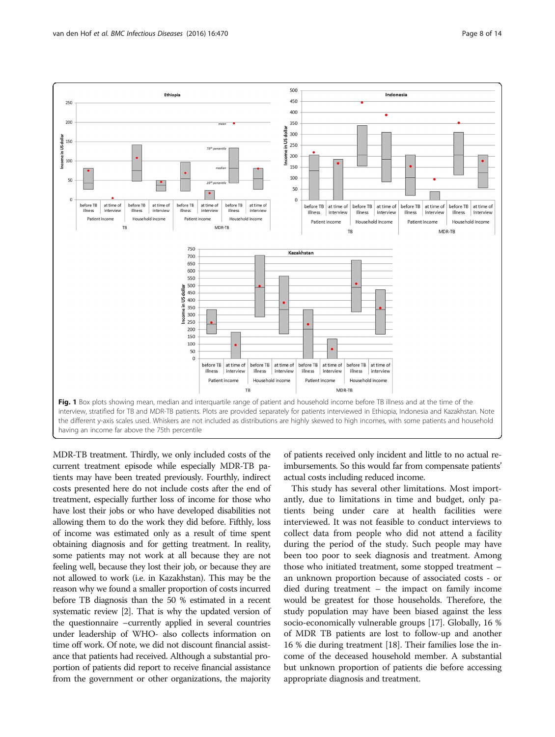**Fig. 1** Box plots showing mean, median and interquartile range of patient and household income before TB illness and at the time of the interview, stratified for TB and MDR-TB patients. Plots are provided separately for patients interviewed in Ethiopia, Indonesia and Kazakhstan. Note the different y-axis scales used. Whiskers are not included as distributions are highly skewed to high incomes, with some patients and household having an income far above the 75th percentile

MDR-TB treatment. Thirdly, we only included costs of the current treatment episode while especially MDR-TB patients may have been treated previously. Fourthly, indirect costs presented here do not include costs after the end of treatment, especially further loss of income for those who have lost their jobs or who have developed disabilities not allowing them to do the work they did before. Fifthly, loss of income was estimated only as a result of time spent obtaining diagnosis and for getting treatment. In reality, some patients may not work at all because they are not feeling well, because they lost their job, or because they are not allowed to work (i.e. in Kazakhstan). This may be the reason why we found a smaller proportion of costs incurred before TB diagnosis than the 50 % estimated in a recent systematic review [2]. That is why the updated version of the questionnaire –currently applied in several countries under leadership of WHO- also collects information on time off work. Of note, we did not discount financial assistance that patients had received. Although a substantial proportion of patients did report to receive financial assistance from the government or other organizations, the majority of patients received only incident and little to no actual reimbursements. So this would far from compensate patients' actual costs including reduced income.

This study has several other limitations. Most importantly, due to limitations in time and budget, only patients being under care at health facilities were interviewed. It was not feasible to conduct interviews to collect data from people who did not attend a facility during the period of the study. Such people may have been too poor to seek diagnosis and treatment. Among those who initiated treatment, some stopped treatment – an unknown proportion because of associated costs - or died during treatment – the impact on family income would be greatest for those households. Therefore, the study population may have been biased against the less socio-economically vulnerable groups [17]. Globally, 16 % of MDR TB patients are lost to follow-up and another 16 % die during treatment [18]. Their families lose the income of the deceased household member. A substantial but unknown proportion of patients die before accessing appropriate diagnosis and treatment.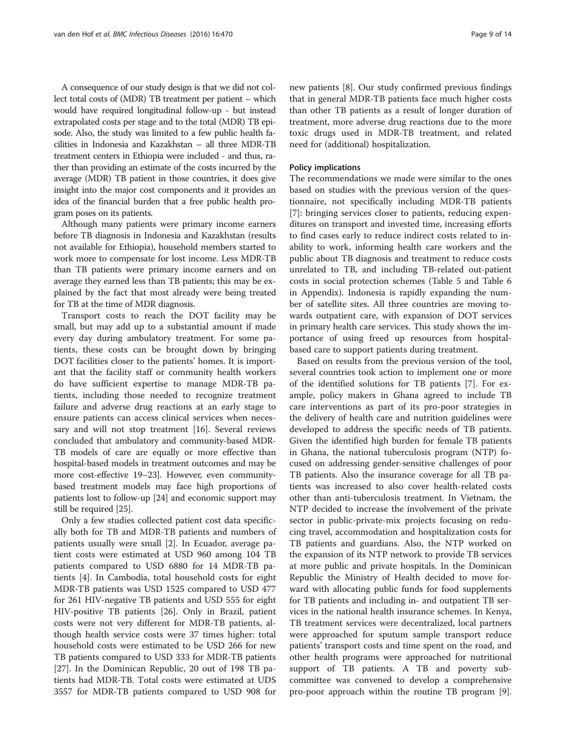A consequence of our study design is that we did not collect total costs of (MDR) TB treatment per patient – which would have required longitudinal follow-up - but instead extrapolated costs per stage and to the total (MDR) TB episode. Also, the study was limited to a few public health facilities in Indonesia and Kazakhstan – all three MDR-TB treatment centers in Ethiopia were included - and thus, rather than providing an estimate of the costs incurred by the average (MDR) TB patient in those countries, it does give insight into the major cost components and it provides an idea of the financial burden that a free public health program poses on its patients.

Although many patients were primary income earners before TB diagnosis in Indonesia and Kazakhstan (results not available for Ethiopia), household members started to work more to compensate for lost income. Less MDR-TB than TB patients were primary income earners and on average they earned less than TB patients; this may be explained by the fact that most already were being treated for TB at the time of MDR diagnosis.

Transport costs to reach the DOT facility may be small, but may add up to a substantial amount if made every day during ambulatory treatment. For some patients, these costs can be brought down by bringing DOT facilities closer to the patients' homes. It is important that the facility staff or community health workers do have sufficient expertise to manage MDR-TB patients, including those needed to recognize treatment failure and adverse drug reactions at an early stage to ensure patients can access clinical services when necessary and will not stop treatment [16]. Several reviews concluded that ambulatory and community-based MDR-TB models of care are equally or more effective than hospital-based models in treatment outcomes and may be more cost-effective 19–23]. However, even community-based treatment models may face high proportions of patients lost to follow-up [24] and economic support may still be required [25].

Only a few studies collected patient cost data specifically both for TB and MDR-TB patients and numbers of patients usually were small [2]. In Ecuador, average patient costs were estimated at USD 960 among 104 TB patients compared to USD 6880 for 14 MDR-TB patients [4]. In Cambodia, total household costs for eight MDR-TB patients was USD 1525 compared to USD 477 for 261 HIV-negative TB patients and USD 555 for eight HIV-positive TB patients [26]. Only in Brazil, patient costs were not very different for MDR-TB patients, although health service costs were 37 times higher: total household costs were estimated to be USD 266 for new TB patients compared to USD 333 for MDR-TB patients [27]. In the Dominican Republic, 20 out of 198 TB patients had MDR-TB. Total costs were estimated at UDS 3557 for MDR-TB patients compared to USD 908 for new patients [8]. Our study confirmed previous findings that in general MDR-TB patients face much higher costs than other TB patients as a result of longer duration of treatment, more adverse drug reactions due to the more toxic drugs used in MDR-TB treatment, and related need for (additional) hospitalization.

## Policy implications

The recommendations we made were similar to the ones based on studies with the previous version of the questionnaire, not specifically including MDR-TB patients [7]: bringing services closer to patients, reducing expenditures on transport and invested time, increasing efforts to find cases early to reduce indirect costs related to inability to work, informing health care workers and the public about TB diagnosis and treatment to reduce costs unrelated to TB, and including TB-related out-patient costs in social protection schemes (Table 5 and Table 6 in Appendix). Indonesia is rapidly expanding the number of satellite sites. All three countries are moving towards outpatient care, with expansion of DOT services in primary health care services. This study shows the importance of using freed up resources from hospital-based care to support patients during treatment.

Based on results from the previous version of the tool, several countries took action to implement one or more of the identified solutions for TB patients [7]. For example, policy makers in Ghana agreed to include TB care interventions as part of its pro-poor strategies in the delivery of health care and nutrition guidelines were developed to address the specific needs of TB patients. Given the identified high burden for female TB patients in Ghana, the national tuberculosis program (NTP) focused on addressing gender-sensitive challenges of poor TB patients. Also the insurance coverage for all TB patients was increased to also cover health-related costs other than anti-tuberculosis treatment. In Vietnam, the NTP decided to increase the involvement of the private sector in public-private-mix projects focusing on reducing travel, accommodation and hospitalization costs for TB patients and guardians. Also, the NTP worked on the expansion of its NTP network to provide TB services at more public and private hospitals. In the Dominican Republic the Ministry of Health decided to move forward with allocating public funds for food supplements for TB patients and including in- and outpatient TB services in the national health insurance schemes. In Kenya, TB treatment services were decentralized, local partners were approached for sputum sample transport reduce patients' transport costs and time spent on the road, and other health programs were approached for nutritional support of TB patients. A TB and poverty subcommittee was convened to develop a comprehensive pro-poor approach within the routine TB program [9].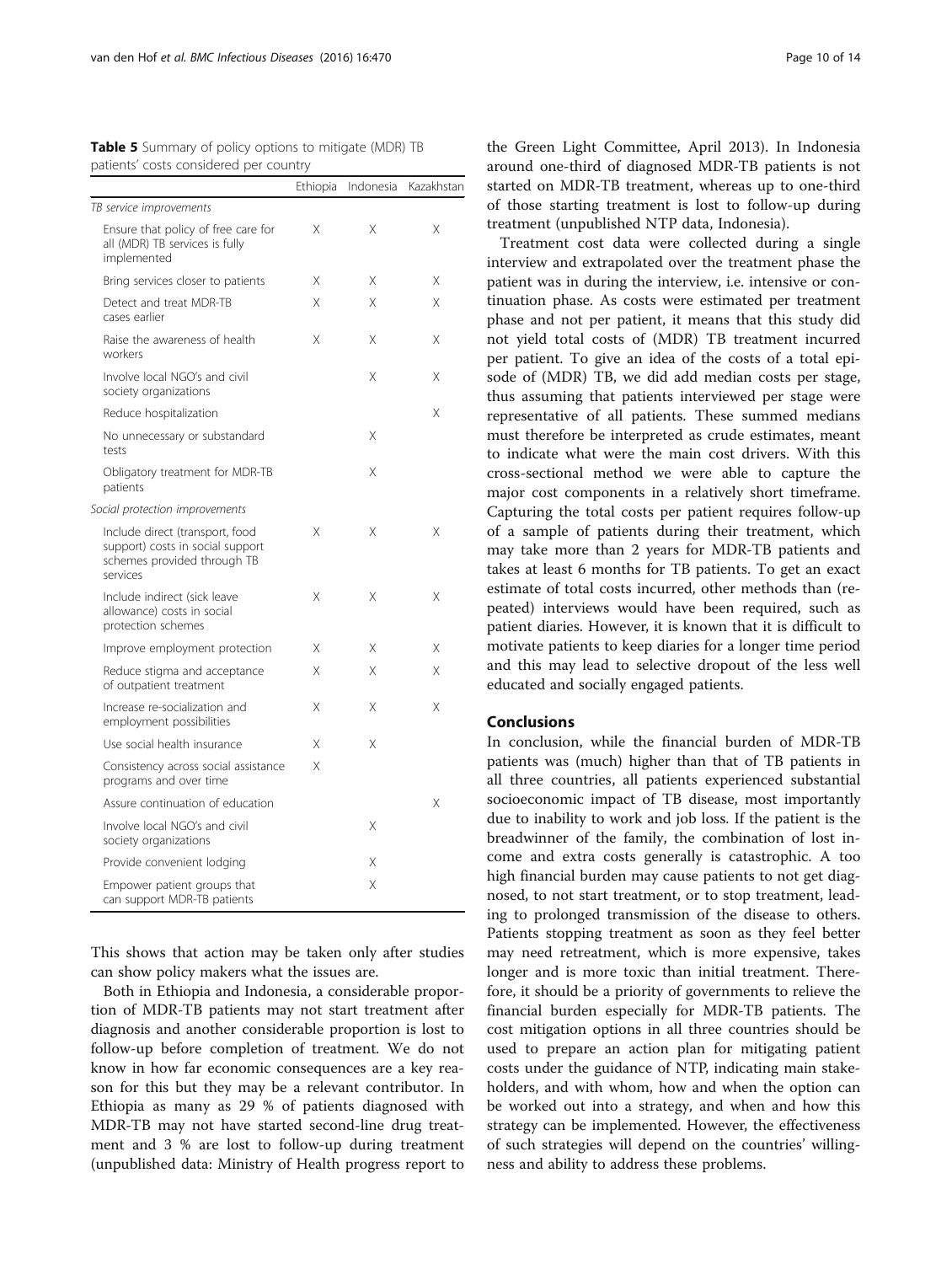**Table 5** Summary of policy options to mitigate (MDR) TB patients' costs considered per country

| | Ethiopia | Indonesia | Kazakhstan |
|---|---|---|---|
| *TB service improvements* | | | |
| Ensure that policy of free care for all (MDR) TB services is fully implemented | X | X | X |
| Bring services closer to patients | X | X | X |
| Detect and treat MDR-TB cases earlier | X | X | X |
| Raise the awareness of health workers | X | X | X |
| Involve local NGO's and civil society organizations | | X | X |
| Reduce hospitalization | | | X |
| No unnecessary or substandard tests | | X | |
| Obligatory treatment for MDR-TB patients | | X | |
| *Social protection improvements* | | | |
| Include direct (transport, food support) costs in social support schemes provided through TB services | X | X | X |
| Include indirect (sick leave allowance) costs in social protection schemes | X | X | X |
| Improve employment protection | X | X | X |
| Reduce stigma and acceptance of outpatient treatment | X | X | X |
| Increase re-socialization and employment possibilities | X | X | X |
| Use social health insurance | X | X | |
| Consistency across social assistance programs and over time | X | | |
| Assure continuation of education | | | X |
| Involve local NGO's and civil society organizations | | X | |
| Provide convenient lodging | | X | |
| Empower patient groups that can support MDR-TB patients | | X | |

This shows that action may be taken only after studies can show policy makers what the issues are.

Both in Ethiopia and Indonesia, a considerable proportion of MDR-TB patients may not start treatment after diagnosis and another considerable proportion is lost to follow-up before completion of treatment. We do not know in how far economic consequences are a key reason for this but they may be a relevant contributor. In Ethiopia as many as 29 % of patients diagnosed with MDR-TB may not have started second-line drug treatment and 3 % are lost to follow-up during treatment (unpublished data: Ministry of Health progress report to the Green Light Committee, April 2013). In Indonesia around one-third of diagnosed MDR-TB patients is not started on MDR-TB treatment, whereas up to one-third of those starting treatment is lost to follow-up during treatment (unpublished NTP data, Indonesia).

Treatment cost data were collected during a single interview and extrapolated over the treatment phase the patient was in during the interview, i.e. intensive or continuation phase. As costs were estimated per treatment phase and not per patient, it means that this study did not yield total costs of (MDR) TB treatment incurred per patient. To give an idea of the costs of a total episode of (MDR) TB, we did add median costs per stage, thus assuming that patients interviewed per stage were representative of all patients. These summed medians must therefore be interpreted as crude estimates, meant to indicate what were the main cost drivers. With this cross-sectional method we were able to capture the major cost components in a relatively short timeframe. Capturing the total costs per patient requires follow-up of a sample of patients during their treatment, which may take more than 2 years for MDR-TB patients and takes at least 6 months for TB patients. To get an exact estimate of total costs incurred, other methods than (repeated) interviews would have been required, such as patient diaries. However, it is known that it is difficult to motivate patients to keep diaries for a longer time period and this may lead to selective dropout of the less well educated and socially engaged patients.

## Conclusions

In conclusion, while the financial burden of MDR-TB patients was (much) higher than that of TB patients in all three countries, all patients experienced substantial socioeconomic impact of TB disease, most importantly due to inability to work and job loss. If the patient is the breadwinner of the family, the combination of lost income and extra costs generally is catastrophic. A too high financial burden may cause patients to not get diagnosed, to not start treatment, or to stop treatment, leading to prolonged transmission of the disease to others. Patients stopping treatment as soon as they feel better may need retreatment, which is more expensive, takes longer and is more toxic than initial treatment. Therefore, it should be a priority of governments to relieve the financial burden especially for MDR-TB patients. The cost mitigation options in all three countries should be used to prepare an action plan for mitigating patient costs under the guidance of NTP, indicating main stakeholders, and with whom, how and when the option can be worked out into a strategy, and when and how this strategy can be implemented. However, the effectiveness of such strategies will depend on the countries' willingness and ability to address these problems.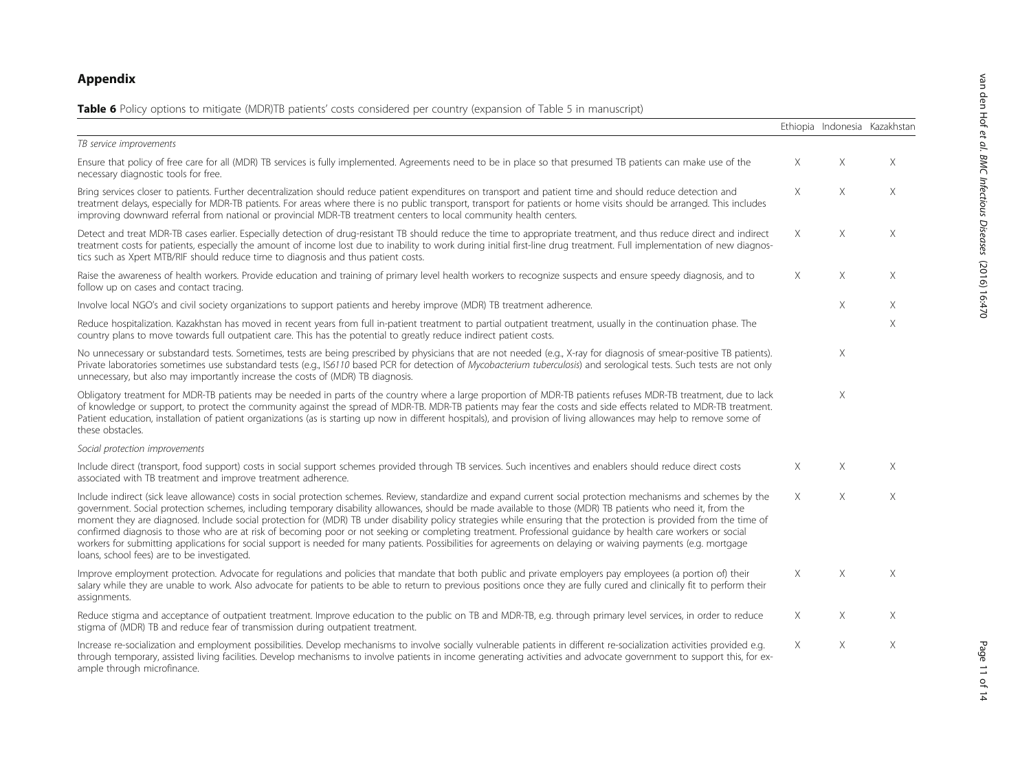## Appendix

**Table 6** Policy options to mitigate (MDR)TB patients' costs considered per country (expansion of Table 5 in manuscript)

| | Ethiopia | Indonesia | Kazakhstan |
|---|---|---|---|
| *TB service improvements* | | | |
| Ensure that policy of free care for all (MDR) TB services is fully implemented. Agreements need to be in place so that presumed TB patients can make use of the necessary diagnostic tools for free. | X | X | X |
| Bring services closer to patients. Further decentralization should reduce patient expenditures on transport and patient time and should reduce detection and treatment delays, especially for MDR-TB patients. For areas where there is no public transport, transport for patients or home visits should be arranged. This includes improving downward referral from national or provincial MDR-TB treatment centers to local community health centers. | X | X | X |
| Detect and treat MDR-TB cases earlier. Especially detection of drug-resistant TB should reduce the time to appropriate treatment, and thus reduce direct and indirect treatment costs for patients, especially the amount of income lost due to inability to work during initial first-line drug treatment. Full implementation of new diagnostics such as Xpert MTB/RIF should reduce time to diagnosis and thus patient costs. | X | X | X |
| Raise the awareness of health workers. Provide education and training of primary level health workers to recognize suspects and ensure speedy diagnosis, and to follow up on cases and contact tracing. | X | X | X |
| Involve local NGO's and civil society organizations to support patients and hereby improve (MDR) TB treatment adherence. | | X | X |
| Reduce hospitalization. Kazakhstan has moved in recent years from full in-patient treatment to partial outpatient treatment, usually in the continuation phase. The country plans to move towards full outpatient care. This has the potential to greatly reduce indirect patient costs. | | | X |
| No unnecessary or substandard tests. Sometimes, tests are being prescribed by physicians that are not needed (e.g., X-ray for diagnosis of smear-positive TB patients). Private laboratories sometimes use substandard tests (e.g., IS*6110* based PCR for detection of *Mycobacterium tuberculosis*) and serological tests. Such tests are not only unnecessary, but also may importantly increase the costs of (MDR) TB diagnosis. | | X | |
| Obligatory treatment for MDR-TB patients may be needed in parts of the country where a large proportion of MDR-TB patients refuses MDR-TB treatment, due to lack of knowledge or support, to protect the community against the spread of MDR-TB. MDR-TB patients may fear the costs and side effects related to MDR-TB treatment. Patient education, installation of patient organizations (as is starting up now in different hospitals), and provision of living allowances may help to remove some of these obstacles. | | X | |
| *Social protection improvements* | | | |
| Include direct (transport, food support) costs in social support schemes provided through TB services. Such incentives and enablers should reduce direct costs associated with TB treatment and improve treatment adherence. | X | X | X |
| Include indirect (sick leave allowance) costs in social protection schemes. Review, standardize and expand current social protection mechanisms and schemes by the government. Social protection schemes, including temporary disability allowances, should be made available to those (MDR) TB patients who need it, from the moment they are diagnosed. Include social protection for (MDR) TB under disability policy strategies while ensuring that the protection is provided from the time of confirmed diagnosis to those who are at risk of becoming poor or not seeking or completing treatment. Professional guidance by health care workers or social workers for submitting applications for social support is needed for many patients. Possibilities for agreements on delaying or waiving payments (e.g. mortgage loans, school fees) are to be investigated. | X | X | X |
| Improve employment protection. Advocate for regulations and policies that mandate that both public and private employers pay employees (a portion of) their salary while they are unable to work. Also advocate for patients to be able to return to previous positions once they are fully cured and clinically fit to perform their assignments. | X | X | X |
| Reduce stigma and acceptance of outpatient treatment. Improve education to the public on TB and MDR-TB, e.g. through primary level services, in order to reduce stigma of (MDR) TB and reduce fear of transmission during outpatient treatment. | X | X | X |
| Increase re-socialization and employment possibilities. Develop mechanisms to involve socially vulnerable patients in different re-socialization activities provided e.g. through temporary, assisted living facilities. Develop mechanisms to involve patients in income generating activities and advocate government to support this, for example through microfinance. | X | X | X |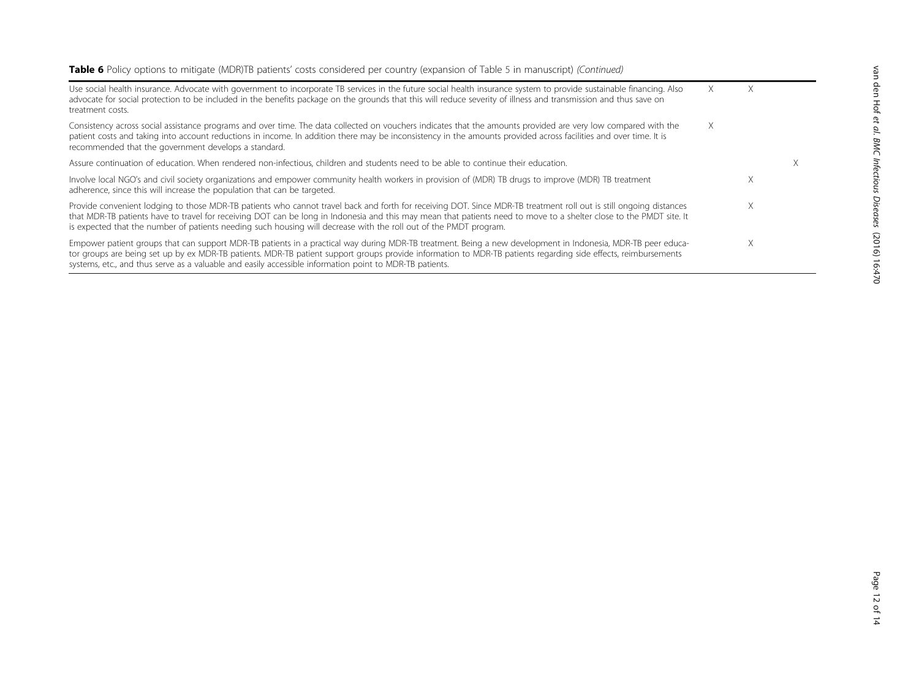**Table 6** Policy options to mitigate (MDR)TB patients' costs considered per country (expansion of Table 5 in manuscript) *(Continued)*

| | | | |
|---|---|---|---|
| Use social health insurance. Advocate with government to incorporate TB services in the future social health insurance system to provide sustainable financing. Also advocate for social protection to be included in the benefits package on the grounds that this will reduce severity of illness and transmission and thus save on treatment costs. | X | X | |
| Consistency across social assistance programs and over time. The data collected on vouchers indicates that the amounts provided are very low compared with the patient costs and taking into account reductions in income. In addition there may be inconsistency in the amounts provided across facilities and over time. It is recommended that the government develops a standard. | X | | |
| Assure continuation of education. When rendered non-infectious, children and students need to be able to continue their education. | | | X |
| Involve local NGO's and civil society organizations and empower community health workers in provision of (MDR) TB drugs to improve (MDR) TB treatment adherence, since this will increase the population that can be targeted. | | X | |
| Provide convenient lodging to those MDR-TB patients who cannot travel back and forth for receiving DOT. Since MDR-TB treatment roll out is still ongoing distances that MDR-TB patients have to travel for receiving DOT can be long in Indonesia and this may mean that patients need to move to a shelter close to the PMDT site. It is expected that the number of patients needing such housing will decrease with the roll out of the PMDT program. | | X | |
| Empower patient groups that can support MDR-TB patients in a practical way during MDR-TB treatment. Being a new development in Indonesia, MDR-TB peer educator groups are being set up by ex MDR-TB patients. MDR-TB patient support groups provide information to MDR-TB patients regarding side effects, reimbursements systems, etc., and thus serve as a valuable and easily accessible information point to MDR-TB patients. | | X | |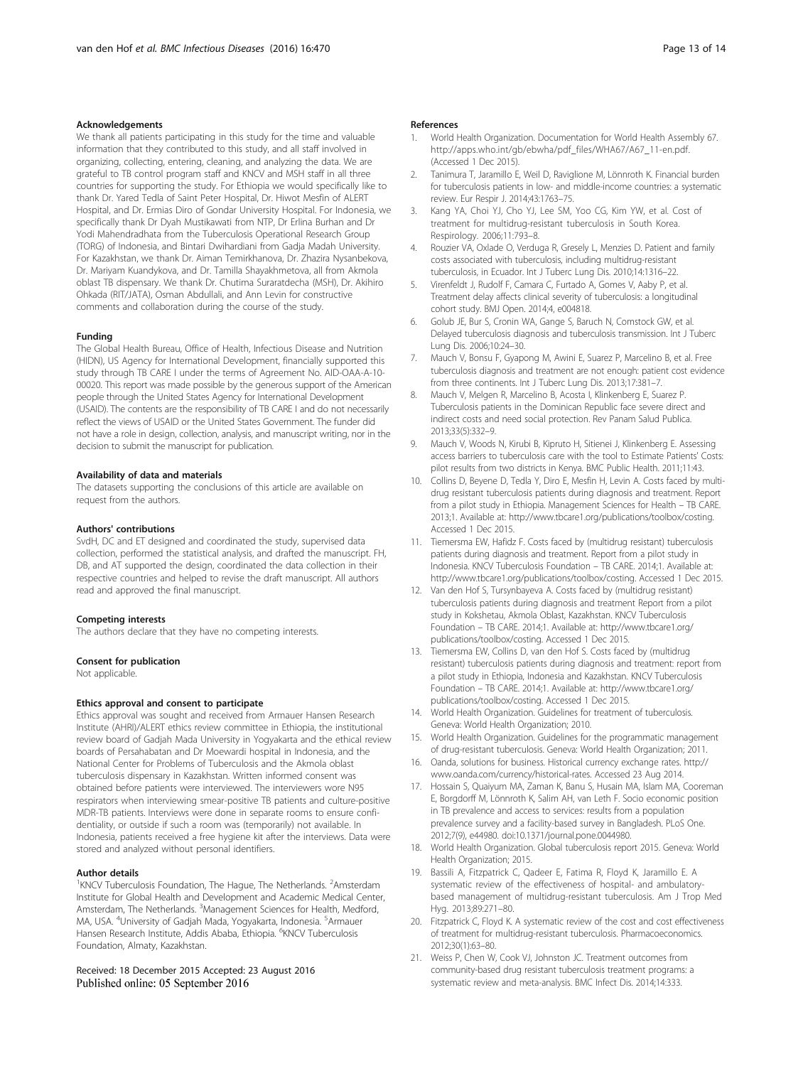#### Acknowledgements

We thank all patients participating in this study for the time and valuable information that they contributed to this study, and all staff involved in organizing, collecting, entering, cleaning, and analyzing the data. We are grateful to TB control program staff and KNCV and MSH staff in all three countries for supporting the study. For Ethiopia we would specifically like to thank Dr. Yared Tedla of Saint Peter Hospital, Dr. Hiwot Mesfin of ALERT Hospital, and Dr. Ermias Diro of Gondar University Hospital. For Indonesia, we specifically thank Dr Dyah Mustikawati from NTP, Dr Erlina Burhan and Dr Yodi Mahendradhata from the Tuberculosis Operational Research Group (TORG) of Indonesia, and Bintari Dwihardiani from Gadja Madah University. For Kazakhstan, we thank Dr. Aiman Temirkhanova, Dr. Zhazira Nysanbekova, Dr. Mariyam Kuandykova, and Dr. Tamilla Shayakhmetova, all from Akmola oblast TB dispensary. We thank Dr. Chutima Suraratdecha (MSH), Dr. Akihiro Ohkada (RIT/JATA), Osman Abdullali, and Ann Levin for constructive comments and collaboration during the course of the study.

#### Funding

The Global Health Bureau, Office of Health, Infectious Disease and Nutrition (HIDN), US Agency for International Development, financially supported this study through TB CARE I under the terms of Agreement No. AID-OAA-A-10-00020. This report was made possible by the generous support of the American people through the United States Agency for International Development (USAID). The contents are the responsibility of TB CARE I and do not necessarily reflect the views of USAID or the United States Government. The funder did not have a role in design, collection, analysis, and manuscript writing, nor in the decision to submit the manuscript for publication.

#### Availability of data and materials

The datasets supporting the conclusions of this article are available on request from the authors.

#### Authors' contributions

SvdH, DC and ET designed and coordinated the study, supervised data collection, performed the statistical analysis, and drafted the manuscript. FH, DB, and AT supported the design, coordinated the data collection in their respective countries and helped to revise the draft manuscript. All authors read and approved the final manuscript.

#### Competing interests

The authors declare that they have no competing interests.

#### Consent for publication

Not applicable.

#### Ethics approval and consent to participate

Ethics approval was sought and received from Armauer Hansen Research Institute (AHRI)/ALERT ethics review committee in Ethiopia, the institutional review board of Gadjah Mada University in Yogyakarta and the ethical review boards of Persahabatan and Dr Moewardi hospital in Indonesia, and the National Center for Problems of Tuberculosis and the Akmola oblast tuberculosis dispensary in Kazakhstan. Written informed consent was obtained before patients were interviewed. The interviewers wore N95 respirators when interviewing smear-positive TB patients and culture-positive MDR-TB patients. Interviews were done in separate rooms to ensure confidentiality, or outside if such a room was (temporarily) not available. In Indonesia, patients received a free hygiene kit after the interviews. Data were stored and analyzed without personal identifiers.

#### Author details

[1]KNCV Tuberculosis Foundation, The Hague, The Netherlands. [2]Amsterdam Institute for Global Health and Development and Academic Medical Center, Amsterdam, The Netherlands. [3]Management Sciences for Health, Medford, MA, USA. [4]University of Gadjah Mada, Yogyakarta, Indonesia. [5]Armauer Hansen Research Institute, Addis Ababa, Ethiopia. [6]KNCV Tuberculosis Foundation, Almaty, Kazakhstan.

Received: 18 December 2015 Accepted: 23 August 2016
Published online: 05 September 2016

#### References

1. World Health Organization. Documentation for World Health Assembly 67. http://apps.who.int/gb/ebwha/pdf_files/WHA67/A67_11-en.pdf. (Accessed 1 Dec 2015).
2. Tanimura T, Jaramillo E, Weil D, Raviglione M, Lönnroth K. Financial burden for tuberculosis patients in low- and middle-income countries: a systematic review. Eur Respir J. 2014;43:1763–75.
3. Kang YA, Choi YJ, Cho YJ, Lee SM, Yoo CG, Kim YW, et al. Cost of treatment for multidrug-resistant tuberculosis in South Korea. Respirology. 2006;11:793–8.
4. Rouzier VA, Oxlade O, Verduga R, Gresely L, Menzies D. Patient and family costs associated with tuberculosis, including multidrug-resistant tuberculosis, in Ecuador. Int J Tuberc Lung Dis. 2010;14:1316–22.
5. Virenfeldt J, Rudolf F, Camara C, Furtado A, Gomes V, Aaby P, et al. Treatment delay affects clinical severity of tuberculosis: a longitudinal cohort study. BMJ Open. 2014;4, e004818.
6. Golub JE, Bur S, Cronin WA, Gange S, Baruch N, Comstock GW, et al. Delayed tuberculosis diagnosis and tuberculosis transmission. Int J Tuberc Lung Dis. 2006;10:24–30.
7. Mauch V, Bonsu F, Gyapong M, Awini E, Suarez P, Marcelino B, et al. Free tuberculosis diagnosis and treatment are not enough: patient cost evidence from three continents. Int J Tuberc Lung Dis. 2013;17:381–7.
8. Mauch V, Melgen R, Marcelino B, Acosta I, Klinkenberg E, Suarez P. Tuberculosis patients in the Dominican Republic face severe direct and indirect costs and need social protection. Rev Panam Salud Publica. 2013;33(5):332–9.
9. Mauch V, Woods N, Kirubi B, Kipruto H, Sitienei J, Klinkenberg E. Assessing access barriers to tuberculosis care with the tool to Estimate Patients' Costs: pilot results from two districts in Kenya. BMC Public Health. 2011;11:43.
10. Collins D, Beyene D, Tedla Y, Diro E, Mesfin H, Levin A. Costs faced by multidrug resistant tuberculosis patients during diagnosis and treatment. Report from a pilot study in Ethiopia. Management Sciences for Health – TB CARE. 2013;1. Available at: http://www.tbcare1.org/publications/toolbox/costing. Accessed 1 Dec 2015.
11. Tiemersma EW, Hafidz F. Costs faced by (multidrug resistant) tuberculosis patients during diagnosis and treatment. Report from a pilot study in Indonesia. KNCV Tuberculosis Foundation – TB CARE. 2014;1. Available at: http://www.tbcare1.org/publications/toolbox/costing. Accessed 1 Dec 2015.
12. Van den Hof S, Tursynbayeva A. Costs faced by (multidrug resistant) tuberculosis patients during diagnosis and treatment Report from a pilot study in Kokshetau, Akmola Oblast, Kazakhstan. KNCV Tuberculosis Foundation – TB CARE. 2014;1. Available at: http://www.tbcare1.org/publications/toolbox/costing. Accessed 1 Dec 2015.
13. Tiemersma EW, Collins D, van den Hof S. Costs faced by (multidrug resistant) tuberculosis patients during diagnosis and treatment: report from a pilot study in Ethiopia, Indonesia and Kazakhstan. KNCV Tuberculosis Foundation – TB CARE. 2014;1. Available at: http://www.tbcare1.org/publications/toolbox/costing. Accessed 1 Dec 2015.
14. World Health Organization. Guidelines for treatment of tuberculosis. Geneva: World Health Organization; 2010.
15. World Health Organization. Guidelines for the programmatic management of drug-resistant tuberculosis. Geneva: World Health Organization; 2011.
16. Oanda, solutions for business. Historical currency exchange rates. http://www.oanda.com/currency/historical-rates. Accessed 23 Aug 2014.
17. Hossain S, Quaiyum MA, Zaman K, Banu S, Husain MA, Islam MA, Cooreman E, Borgdorff M, Lönnroth K, Salim AH, van Leth F. Socio economic position in TB prevalence and access to services: results from a population prevalence survey and a facility-based survey in Bangladesh. PLoS One. 2012;7(9), e44980. doi:10.1371/journal.pone.0044980.
18. World Health Organization. Global tuberculosis report 2015. Geneva: World Health Organization; 2015.
19. Bassili A, Fitzpatrick C, Qadeer E, Fatima R, Floyd K, Jaramillo E. A systematic review of the effectiveness of hospital- and ambulatory-based management of multidrug-resistant tuberculosis. Am J Trop Med Hyg. 2013;89:271–80.
20. Fitzpatrick C, Floyd K. A systematic review of the cost and cost effectiveness of treatment for multidrug-resistant tuberculosis. Pharmacoeconomics. 2012;30(1):63–80.
21. Weiss P, Chen W, Cook VJ, Johnston JC. Treatment outcomes from community-based drug resistant tuberculosis treatment programs: a systematic review and meta-analysis. BMC Infect Dis. 2014;14:333.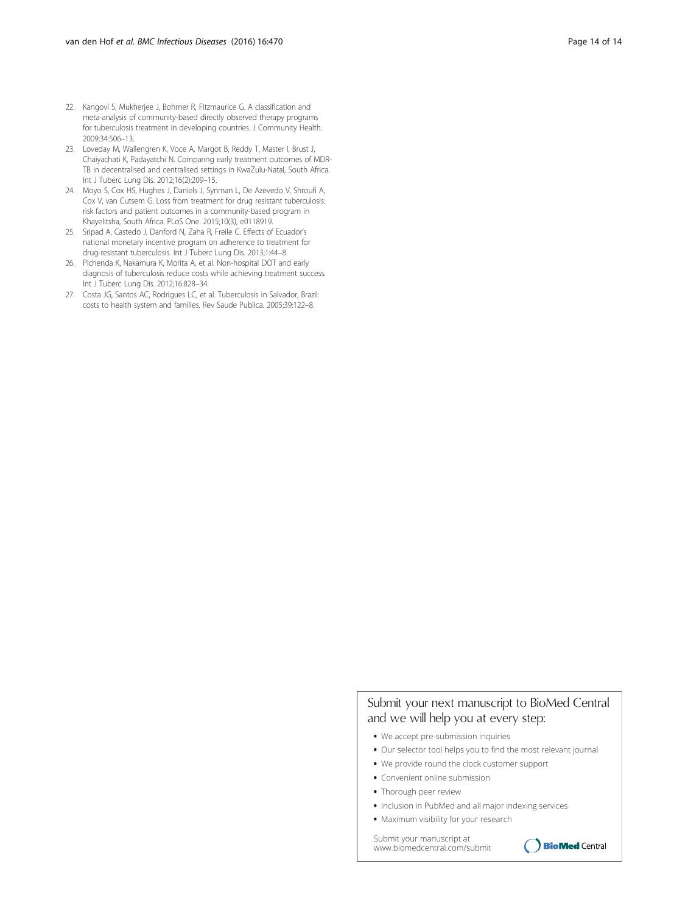22. Kangovi S, Mukherjee J, Bohmer R, Fitzmaurice G. A classification and meta-analysis of community-based directly observed therapy programs for tuberculosis treatment in developing countries. J Community Health. 2009;34:506–13.
23. Loveday M, Wallengren K, Voce A, Margot B, Reddy T, Master I, Brust J, Chaiyachati K, Padayatchi N. Comparing early treatment outcomes of MDR-TB in decentralised and centralised settings in KwaZulu-Natal, South Africa. Int J Tuberc Lung Dis. 2012;16(2):209–15.
24. Moyo S, Cox HS, Hughes J, Daniels J, Synman L, De Azevedo V, Shroufi A, Cox V, van Cutsem G. Loss from treatment for drug resistant tuberculosis: risk factors and patient outcomes in a community-based program in Khayelitsha, South Africa. PLoS One. 2015;10(3), e0118919.
25. Sripad A, Castedo J, Danford N, Zaha R, Freile C. Effects of Ecuador's national monetary incentive program on adherence to treatment for drug-resistant tuberculosis. Int J Tuberc Lung Dis. 2013;1:44–8.
26. Pichenda K, Nakamura K, Morita A, et al. Non-hospital DOT and early diagnosis of tuberculosis reduce costs while achieving treatment success. Int J Tuberc Lung Dis. 2012;16:828–34.
27. Costa JG, Santos AC, Rodrigues LC, et al. Tuberculosis in Salvador, Brazil: costs to health system and families. Rev Saude Publica. 2005;39:122–8.

Submit your next manuscript to BioMed Central and we will help you at every step:

- We accept pre-submission inquiries
- Our selector tool helps you to find the most relevant journal
- We provide round the clock customer support
- Convenient online submission
- Thorough peer review
- Inclusion in PubMed and all major indexing services
- Maximum visibility for your research

Submit your manuscript at
www.biomedcentral.com/submit

BioMed Central